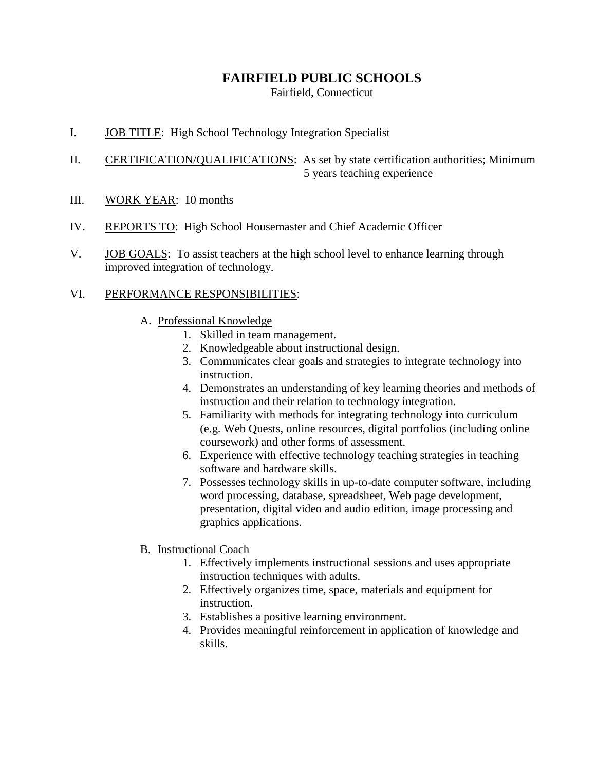# FAIRFIELD PUBLIC SCHOOLS

Fairfield, Connecticut

I. JOB TITLE: High School Technology Integration Specialist

II. CERTIFICATION/QUALIFICATIONS: As set by state certification authorities; Minimum 5 years teaching experience

III. WORK YEAR: 10 months

IV. REPORTS TO: High School Housemaster and Chief Academic Officer

V. JOB GOALS: To assist teachers at the high school level to enhance learning through improved integration of technology.

VI. PERFORMANCE RESPONSIBILITIES:

A. Professional Knowledge

1. Skilled in team management.
2. Knowledgeable about instructional design.
3. Communicates clear goals and strategies to integrate technology into instruction.
4. Demonstrates an understanding of key learning theories and methods of instruction and their relation to technology integration.
5. Familiarity with methods for integrating technology into curriculum (e.g. Web Quests, online resources, digital portfolios (including online coursework) and other forms of assessment.
6. Experience with effective technology teaching strategies in teaching software and hardware skills.
7. Possesses technology skills in up-to-date computer software, including word processing, database, spreadsheet, Web page development, presentation, digital video and audio edition, image processing and graphics applications.

B. Instructional Coach

1. Effectively implements instructional sessions and uses appropriate instruction techniques with adults.
2. Effectively organizes time, space, materials and equipment for instruction.
3. Establishes a positive learning environment.
4. Provides meaningful reinforcement in application of knowledge and skills.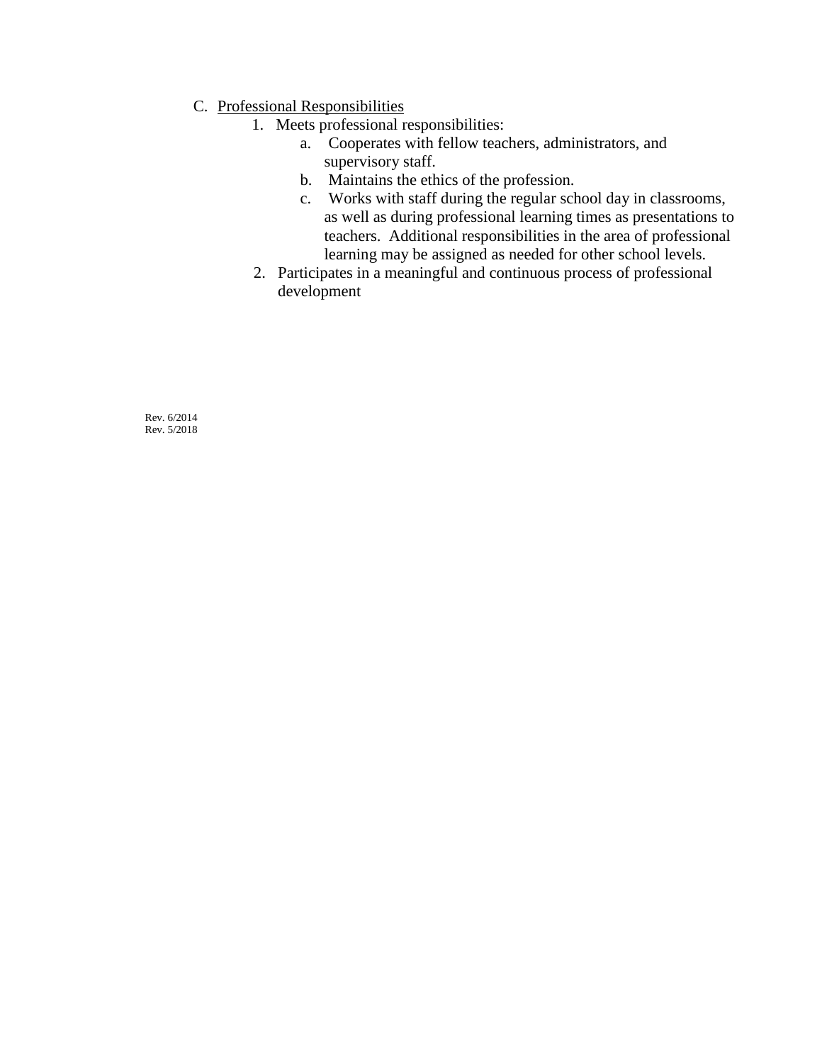C. <u>Professional Responsibilities</u>

1. Meets professional responsibilities:
   a. Cooperates with fellow teachers, administrators, and supervisory staff.
   b. Maintains the ethics of the profession.
   c. Works with staff during the regular school day in classrooms, as well as during professional learning times as presentations to teachers. Additional responsibilities in the area of professional learning may be assigned as needed for other school levels.
2. Participates in a meaningful and continuous process of professional development

Rev. 6/2014
Rev. 5/2018